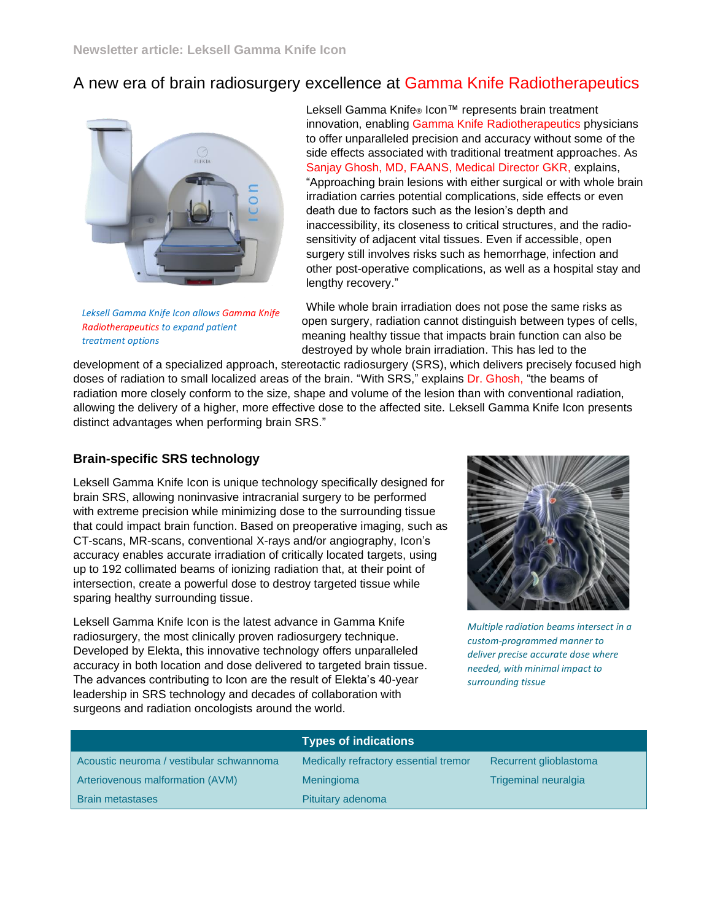Newsletter article: Leksell Gamma Knife Icon

# A new era of brain radiosurgery excellence at Gamma Knife Radiotherapeutics

Leksell Gamma Knife® Icon™ represents brain treatment innovation, enabling Gamma Knife Radiotherapeutics physicians to offer unparalleled precision and accuracy without some of the side effects associated with traditional treatment approaches. As Sanjay Ghosh, MD, FAANS, Medical Director GKR, explains, "Approaching brain lesions with either surgical or with whole brain irradiation carries potential complications, side effects or even death due to factors such as the lesion's depth and inaccessibility, its closeness to critical structures, and the radio-sensitivity of adjacent vital tissues. Even if accessible, open surgery still involves risks such as hemorrhage, infection and other post-operative complications, as well as a hospital stay and lengthy recovery."

*Leksell Gamma Knife Icon allows Gamma Knife Radiotherapeutics to expand patient treatment options*

While whole brain irradiation does not pose the same risks as open surgery, radiation cannot distinguish between types of cells, meaning healthy tissue that impacts brain function can also be destroyed by whole brain irradiation. This has led to the development of a specialized approach, stereotactic radiosurgery (SRS), which delivers precisely focused high doses of radiation to small localized areas of the brain. "With SRS," explains Dr. Ghosh, "the beams of radiation more closely conform to the size, shape and volume of the lesion than with conventional radiation, allowing the delivery of a higher, more effective dose to the affected site. Leksell Gamma Knife Icon presents distinct advantages when performing brain SRS."

## Brain-specific SRS technology

Leksell Gamma Knife Icon is unique technology specifically designed for brain SRS, allowing noninvasive intracranial surgery to be performed with extreme precision while minimizing dose to the surrounding tissue that could impact brain function. Based on preoperative imaging, such as CT-scans, MR-scans, conventional X-rays and/or angiography, Icon's accuracy enables accurate irradiation of critically located targets, using up to 192 collimated beams of ionizing radiation that, at their point of intersection, create a powerful dose to destroy targeted tissue while sparing healthy surrounding tissue.

Leksell Gamma Knife Icon is the latest advance in Gamma Knife radiosurgery, the most clinically proven radiosurgery technique. Developed by Elekta, this innovative technology offers unparalleled accuracy in both location and dose delivered to targeted brain tissue. The advances contributing to Icon are the result of Elekta's 40-year leadership in SRS technology and decades of collaboration with surgeons and radiation oncologists around the world.

*Multiple radiation beams intersect in a custom-programmed manner to deliver precise accurate dose where needed, with minimal impact to surrounding tissue*

| Types of indications | | |
|---|---|---|
| Acoustic neuroma / vestibular schwannoma | Medically refractory essential tremor | Recurrent glioblastoma |
| Arteriovenous malformation (AVM) | Meningioma | Trigeminal neuralgia |
| Brain metastases | Pituitary adenoma | |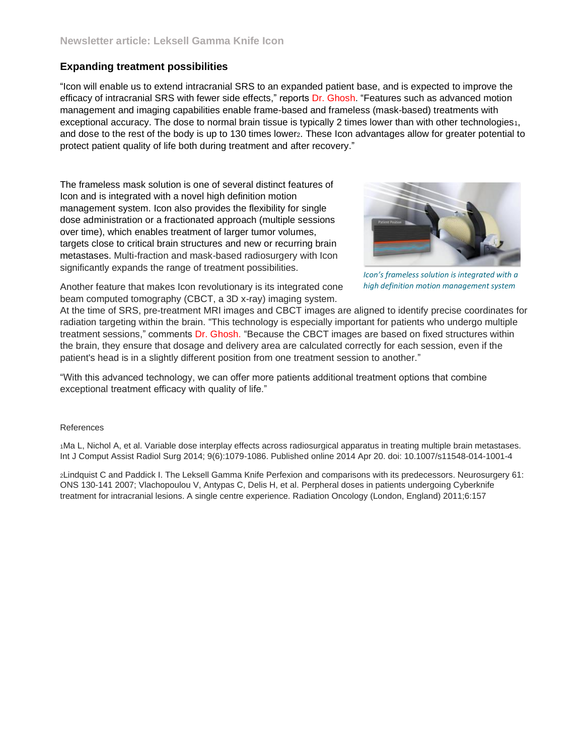Newsletter article: Leksell Gamma Knife Icon

## Expanding treatment possibilities

"Icon will enable us to extend intracranial SRS to an expanded patient base, and is expected to improve the efficacy of intracranial SRS with fewer side effects," reports Dr. Ghosh. "Features such as advanced motion management and imaging capabilities enable frame-based and frameless (mask-based) treatments with exceptional accuracy. The dose to normal brain tissue is typically 2 times lower than with other technologies[1], and dose to the rest of the body is up to 130 times lower[2]. These Icon advantages allow for greater potential to protect patient quality of life both during treatment and after recovery."

The frameless mask solution is one of several distinct features of Icon and is integrated with a novel high definition motion management system. Icon also provides the flexibility for single dose administration or a fractionated approach (multiple sessions over time), which enables treatment of larger tumor volumes, targets close to critical brain structures and new or recurring brain metastases. Multi-fraction and mask-based radiosurgery with Icon significantly expands the range of treatment possibilities.

*Icon's frameless solution is integrated with a high definition motion management system*

Another feature that makes Icon revolutionary is its integrated cone beam computed tomography (CBCT, a 3D x-ray) imaging system. At the time of SRS, pre-treatment MRI images and CBCT images are aligned to identify precise coordinates for radiation targeting within the brain. "This technology is especially important for patients who undergo multiple treatment sessions," comments Dr. Ghosh. "Because the CBCT images are based on fixed structures within the brain, they ensure that dosage and delivery area are calculated correctly for each session, even if the patient's head is in a slightly different position from one treatment session to another."

"With this advanced technology, we can offer more patients additional treatment options that combine exceptional treatment efficacy with quality of life."

References

[1] Ma L, Nichol A, et al. Variable dose interplay effects across radiosurgical apparatus in treating multiple brain metastases. Int J Comput Assist Radiol Surg 2014; 9(6):1079-1086. Published online 2014 Apr 20. doi: 10.1007/s11548-014-1001-4

[2] Lindquist C and Paddick I. The Leksell Gamma Knife Perfexion and comparisons with its predecessors. Neurosurgery 61: ONS 130-141 2007; Vlachopoulou V, Antypas C, Delis H, et al. Perpheral doses in patients undergoing Cyberknife treatment for intracranial lesions. A single centre experience. Radiation Oncology (London, England) 2011;6:157